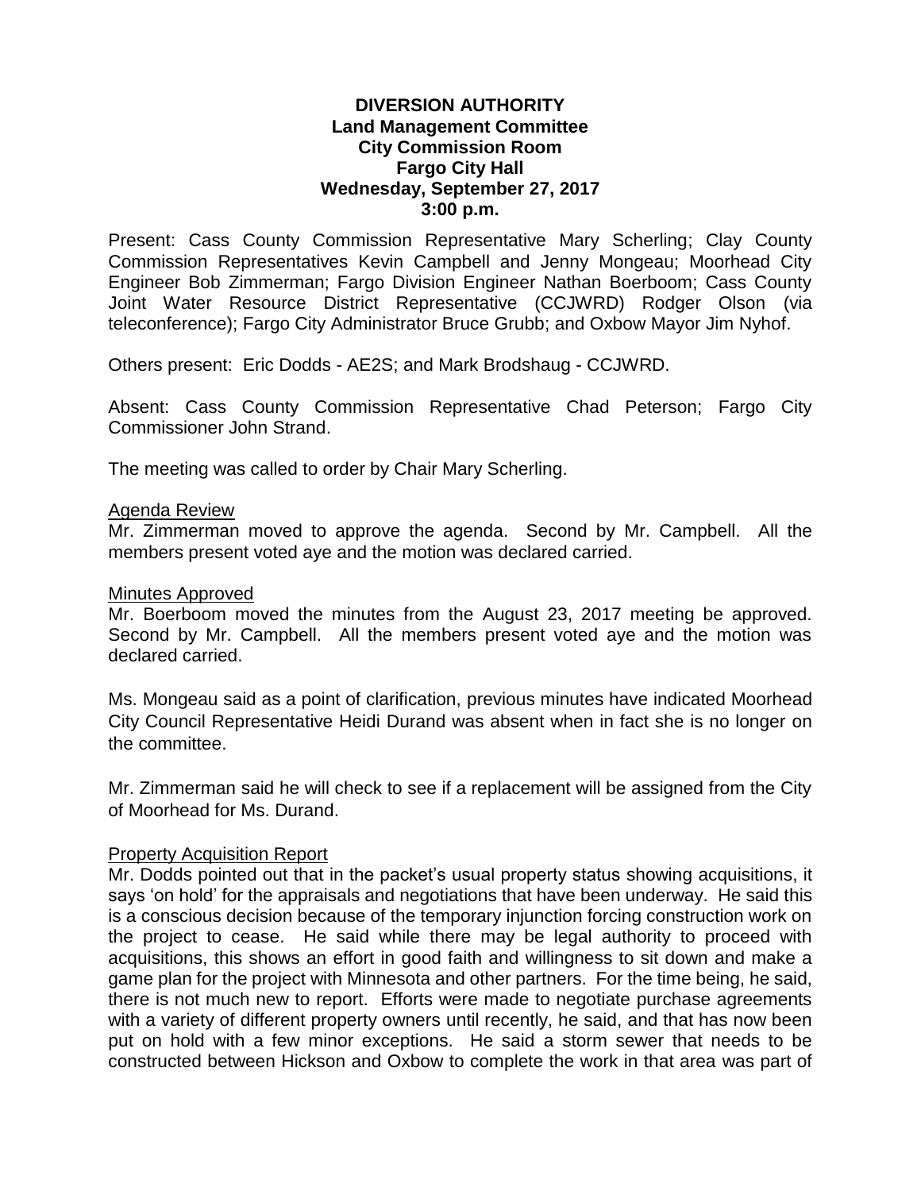**DIVERSION AUTHORITY**
**Land Management Committee**
**City Commission Room**
**Fargo City Hall**
**Wednesday, September 27, 2017**
**3:00 p.m.**

Present: Cass County Commission Representative Mary Scherling; Clay County Commission Representatives Kevin Campbell and Jenny Mongeau; Moorhead City Engineer Bob Zimmerman; Fargo Division Engineer Nathan Boerboom; Cass County Joint Water Resource District Representative (CCJWRD) Rodger Olson (via teleconference); Fargo City Administrator Bruce Grubb; and Oxbow Mayor Jim Nyhof.

Others present: Eric Dodds - AE2S; and Mark Brodshaug - CCJWRD.

Absent: Cass County Commission Representative Chad Peterson; Fargo City Commissioner John Strand.

The meeting was called to order by Chair Mary Scherling.

Agenda Review

Mr. Zimmerman moved to approve the agenda. Second by Mr. Campbell. All the members present voted aye and the motion was declared carried.

Minutes Approved

Mr. Boerboom moved the minutes from the August 23, 2017 meeting be approved. Second by Mr. Campbell. All the members present voted aye and the motion was declared carried.

Ms. Mongeau said as a point of clarification, previous minutes have indicated Moorhead City Council Representative Heidi Durand was absent when in fact she is no longer on the committee.

Mr. Zimmerman said he will check to see if a replacement will be assigned from the City of Moorhead for Ms. Durand.

Property Acquisition Report

Mr. Dodds pointed out that in the packet's usual property status showing acquisitions, it says 'on hold' for the appraisals and negotiations that have been underway. He said this is a conscious decision because of the temporary injunction forcing construction work on the project to cease. He said while there may be legal authority to proceed with acquisitions, this shows an effort in good faith and willingness to sit down and make a game plan for the project with Minnesota and other partners. For the time being, he said, there is not much new to report. Efforts were made to negotiate purchase agreements with a variety of different property owners until recently, he said, and that has now been put on hold with a few minor exceptions. He said a storm sewer that needs to be constructed between Hickson and Oxbow to complete the work in that area was part of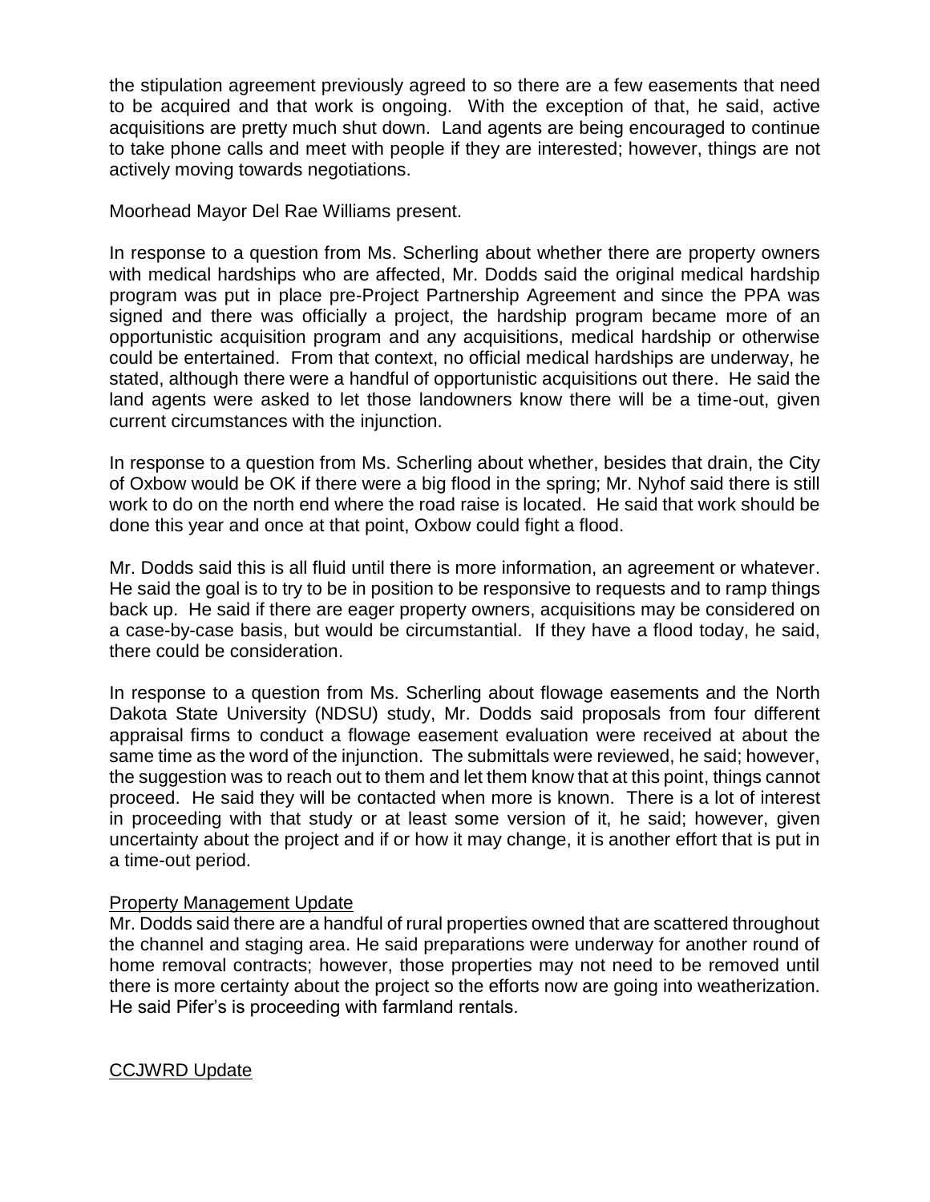the stipulation agreement previously agreed to so there are a few easements that need to be acquired and that work is ongoing. With the exception of that, he said, active acquisitions are pretty much shut down. Land agents are being encouraged to continue to take phone calls and meet with people if they are interested; however, things are not actively moving towards negotiations.

Moorhead Mayor Del Rae Williams present.

In response to a question from Ms. Scherling about whether there are property owners with medical hardships who are affected, Mr. Dodds said the original medical hardship program was put in place pre-Project Partnership Agreement and since the PPA was signed and there was officially a project, the hardship program became more of an opportunistic acquisition program and any acquisitions, medical hardship or otherwise could be entertained. From that context, no official medical hardships are underway, he stated, although there were a handful of opportunistic acquisitions out there. He said the land agents were asked to let those landowners know there will be a time-out, given current circumstances with the injunction.

In response to a question from Ms. Scherling about whether, besides that drain, the City of Oxbow would be OK if there were a big flood in the spring; Mr. Nyhof said there is still work to do on the north end where the road raise is located. He said that work should be done this year and once at that point, Oxbow could fight a flood.

Mr. Dodds said this is all fluid until there is more information, an agreement or whatever. He said the goal is to try to be in position to be responsive to requests and to ramp things back up. He said if there are eager property owners, acquisitions may be considered on a case-by-case basis, but would be circumstantial. If they have a flood today, he said, there could be consideration.

In response to a question from Ms. Scherling about flowage easements and the North Dakota State University (NDSU) study, Mr. Dodds said proposals from four different appraisal firms to conduct a flowage easement evaluation were received at about the same time as the word of the injunction. The submittals were reviewed, he said; however, the suggestion was to reach out to them and let them know that at this point, things cannot proceed. He said they will be contacted when more is known. There is a lot of interest in proceeding with that study or at least some version of it, he said; however, given uncertainty about the project and if or how it may change, it is another effort that is put in a time-out period.

## Property Management Update

Mr. Dodds said there are a handful of rural properties owned that are scattered throughout the channel and staging area. He said preparations were underway for another round of home removal contracts; however, those properties may not need to be removed until there is more certainty about the project so the efforts now are going into weatherization. He said Pifer's is proceeding with farmland rentals.

## CCJWRD Update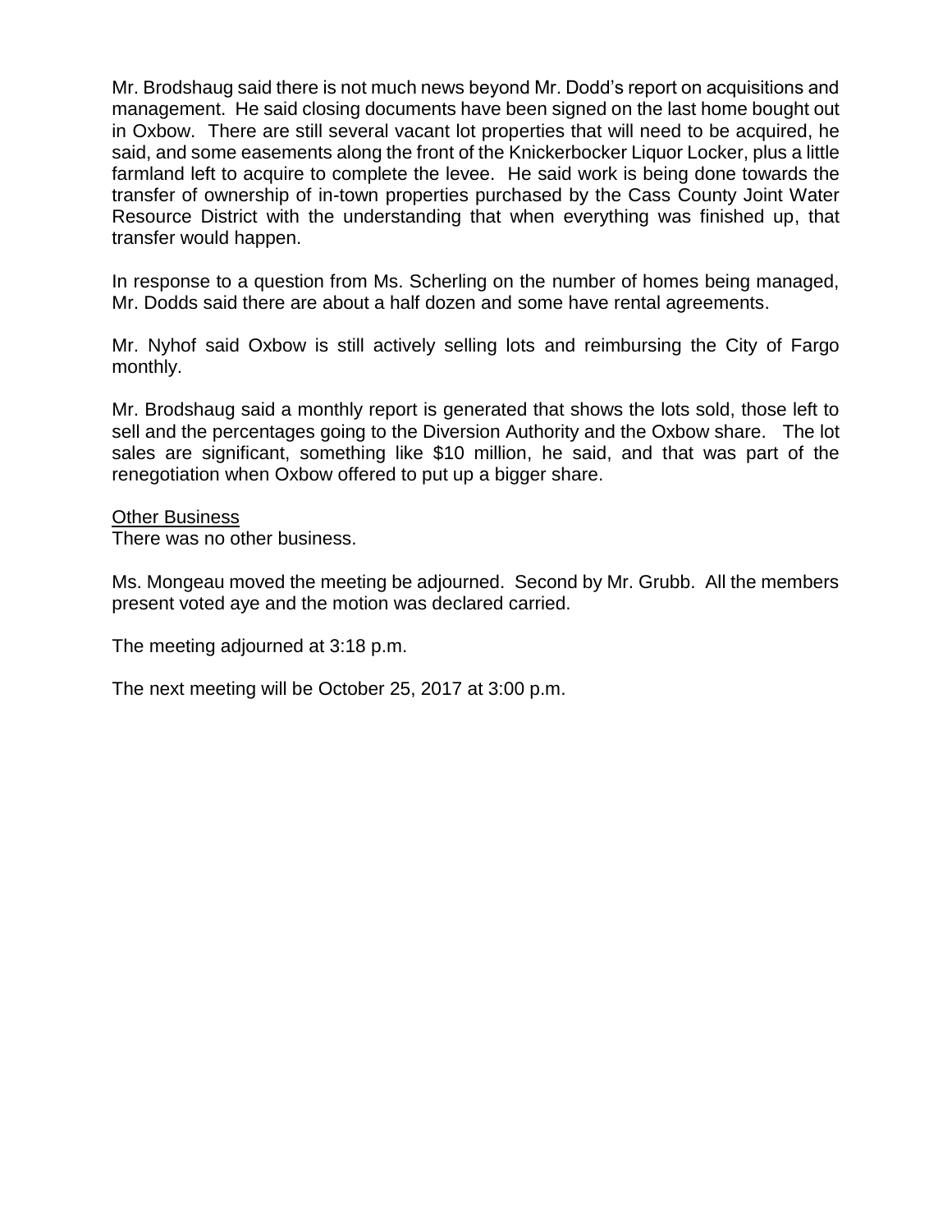Mr. Brodshaug said there is not much news beyond Mr. Dodd's report on acquisitions and management. He said closing documents have been signed on the last home bought out in Oxbow. There are still several vacant lot properties that will need to be acquired, he said, and some easements along the front of the Knickerbocker Liquor Locker, plus a little farmland left to acquire to complete the levee. He said work is being done towards the transfer of ownership of in-town properties purchased by the Cass County Joint Water Resource District with the understanding that when everything was finished up, that transfer would happen.

In response to a question from Ms. Scherling on the number of homes being managed, Mr. Dodds said there are about a half dozen and some have rental agreements.

Mr. Nyhof said Oxbow is still actively selling lots and reimbursing the City of Fargo monthly.

Mr. Brodshaug said a monthly report is generated that shows the lots sold, those left to sell and the percentages going to the Diversion Authority and the Oxbow share. The lot sales are significant, something like $10 million, he said, and that was part of the renegotiation when Oxbow offered to put up a bigger share.

<u>Other Business</u>

There was no other business.

Ms. Mongeau moved the meeting be adjourned. Second by Mr. Grubb. All the members present voted aye and the motion was declared carried.

The meeting adjourned at 3:18 p.m.

The next meeting will be October 25, 2017 at 3:00 p.m.